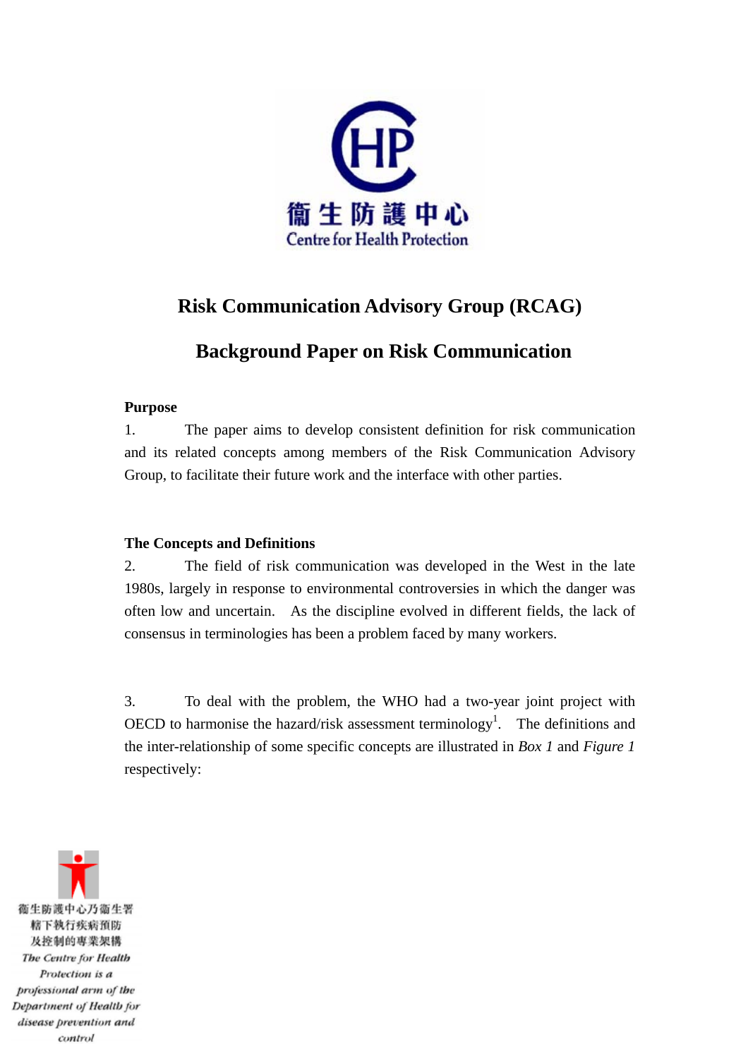衞生防護中心
Centre for Health Protection

# Risk Communication Advisory Group (RCAG)

# Background Paper on Risk Communication

**Purpose**

1. The paper aims to develop consistent definition for risk communication and its related concepts among members of the Risk Communication Advisory Group, to facilitate their future work and the interface with other parties.

**The Concepts and Definitions**

2. The field of risk communication was developed in the West in the late 1980s, largely in response to environmental controversies in which the danger was often low and uncertain. As the discipline evolved in different fields, the lack of consensus in terminologies has been a problem faced by many workers.

3. To deal with the problem, the WHO had a two-year joint project with OECD to harmonise the hazard/risk assessment terminology[1]. The definitions and the inter-relationship of some specific concepts are illustrated in *Box 1* and *Figure 1* respectively:

衞生防護中心乃衞生署轄下執行疾病預防及控制的專業架構

*The Centre for Health Protection is a professional arm of the Department of Health for disease prevention and control*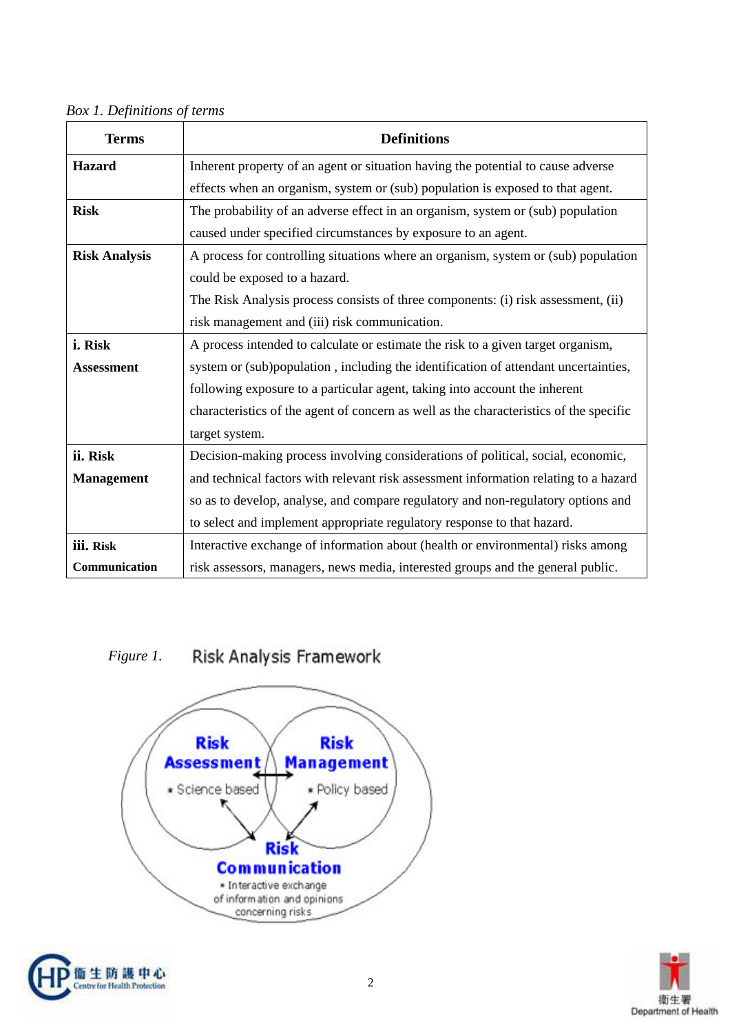*Box 1. Definitions of terms*

| Terms | Definitions |
|---|---|
| **Hazard** | Inherent property of an agent or situation having the potential to cause adverse effects when an organism, system or (sub) population is exposed to that agent. |
| **Risk** | The probability of an adverse effect in an organism, system or (sub) population caused under specified circumstances by exposure to an agent. |
| **Risk Analysis** | A process for controlling situations where an organism, system or (sub) population could be exposed to a hazard. The Risk Analysis process consists of three components: (i) risk assessment, (ii) risk management and (iii) risk communication. |
| **i. Risk Assessment** | A process intended to calculate or estimate the risk to a given target organism, system or (sub)population , including the identification of attendant uncertainties, following exposure to a particular agent, taking into account the inherent characteristics of the agent of concern as well as the characteristics of the specific target system. |
| **ii. Risk Management** | Decision-making process involving considerations of political, social, economic, and technical factors with relevant risk assessment information relating to a hazard so as to develop, analyse, and compare regulatory and non-regulatory options and to select and implement appropriate regulatory response to that hazard. |
| **iii. Risk Communication** | Interactive exchange of information about (health or environmental) risks among risk assessors, managers, news media, interested groups and the general public. |

*Figure 1.* Risk Analysis Framework

Risk Assessment
- Science based

Risk Management
- Policy based

Risk Communication
- Interactive exchange of information and opinions concerning risks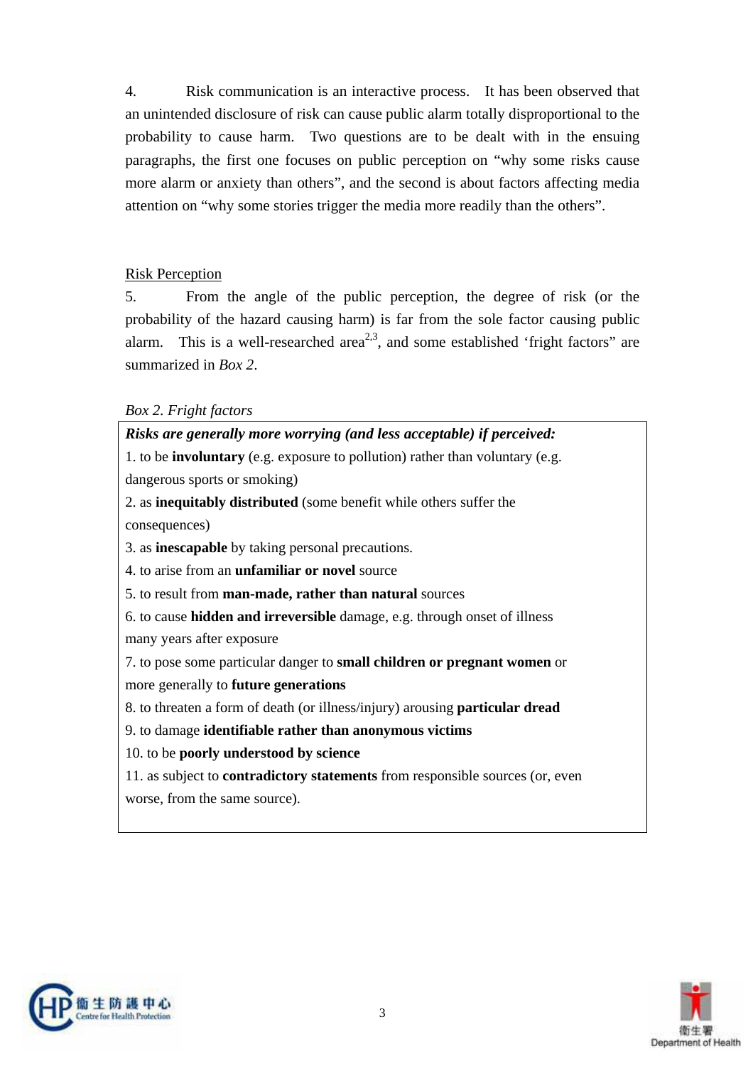4. Risk communication is an interactive process. It has been observed that an unintended disclosure of risk can cause public alarm totally disproportional to the probability to cause harm. Two questions are to be dealt with in the ensuing paragraphs, the first one focuses on public perception on "why some risks cause more alarm or anxiety than others", and the second is about factors affecting media attention on "why some stories trigger the media more readily than the others".

Risk Perception

5. From the angle of the public perception, the degree of risk (or the probability of the hazard causing harm) is far from the sole factor causing public alarm. This is a well-researched area[2,3], and some established 'fright factors" are summarized in *Box 2*.

*Box 2. Fright factors*

***Risks are generally more worrying (and less acceptable) if perceived:***

1. to be **involuntary** (e.g. exposure to pollution) rather than voluntary (e.g. dangerous sports or smoking)
2. as **inequitably distributed** (some benefit while others suffer the consequences)
3. as **inescapable** by taking personal precautions.
4. to arise from an **unfamiliar or novel** source
5. to result from **man-made, rather than natural** sources
6. to cause **hidden and irreversible** damage, e.g. through onset of illness many years after exposure
7. to pose some particular danger to **small children or pregnant women** or more generally to **future generations**
8. to threaten a form of death (or illness/injury) arousing **particular dread**
9. to damage **identifiable rather than anonymous victims**
10. to be **poorly understood by science**
11. as subject to **contradictory statements** from responsible sources (or, even worse, from the same source).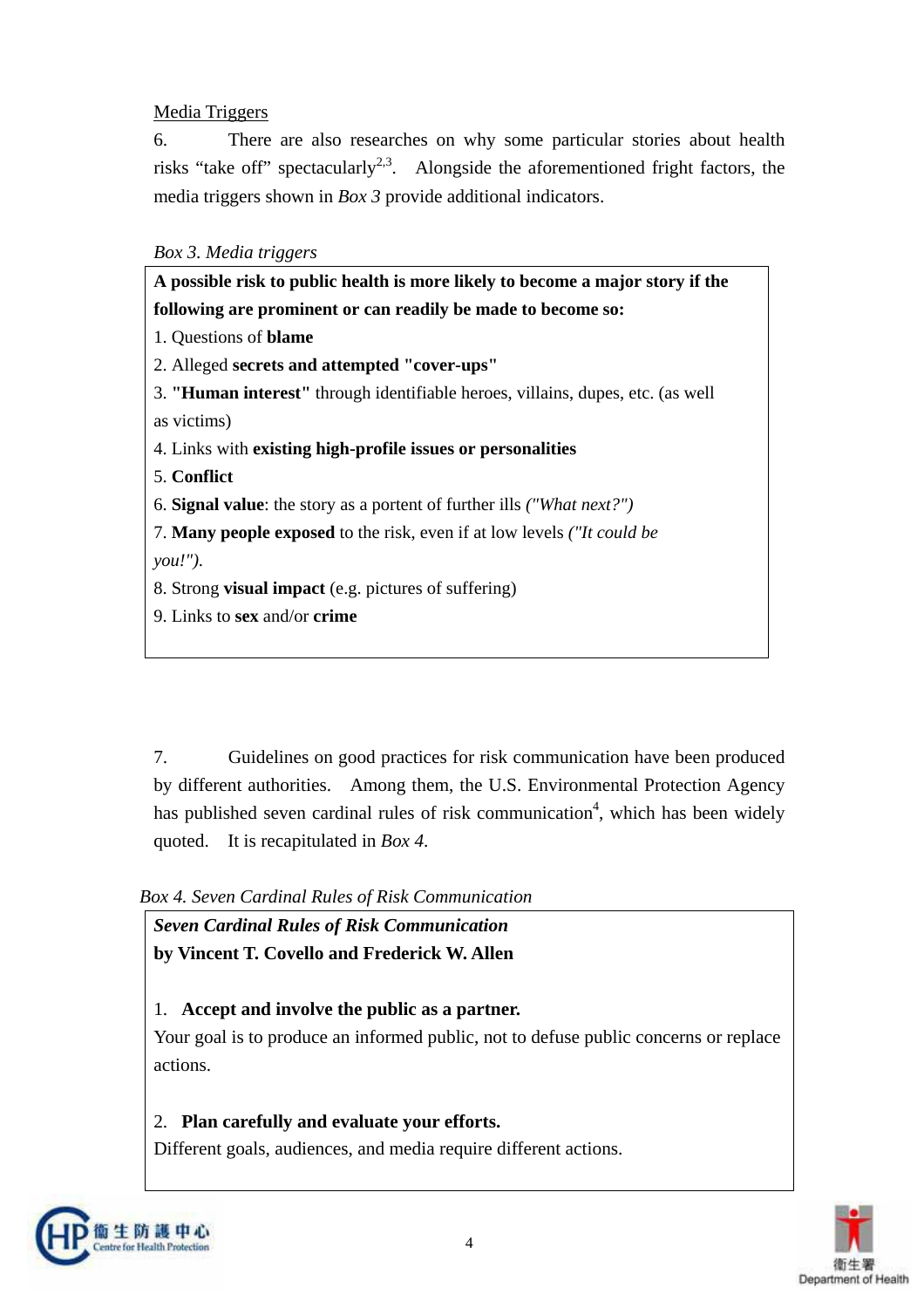Media Triggers

6. There are also researches on why some particular stories about health risks "take off" spectacularly[2,3]. Alongside the aforementioned fright factors, the media triggers shown in *Box 3* provide additional indicators.

*Box 3. Media triggers*

**A possible risk to public health is more likely to become a major story if the following are prominent or can readily be made to become so:**

1. Questions of **blame**
2. Alleged **secrets and attempted "cover-ups"**
3. **"Human interest"** through identifiable heroes, villains, dupes, etc. (as well as victims)
4. Links with **existing high-profile issues or personalities**
5. **Conflict**
6. **Signal value**: the story as a portent of further ills *("What next?")*
7. **Many people exposed** to the risk, even if at low levels *("It could be you!").*
8. Strong **visual impact** (e.g. pictures of suffering)
9. Links to **sex** and/or **crime**

7. Guidelines on good practices for risk communication have been produced by different authorities. Among them, the U.S. Environmental Protection Agency has published seven cardinal rules of risk communication[4], which has been widely quoted. It is recapitulated in *Box 4*.

*Box 4. Seven Cardinal Rules of Risk Communication*

***Seven Cardinal Rules of Risk Communication***
**by Vincent T. Covello and Frederick W. Allen**

1. **Accept and involve the public as a partner.**
Your goal is to produce an informed public, not to defuse public concerns or replace actions.

2. **Plan carefully and evaluate your efforts.**
Different goals, audiences, and media require different actions.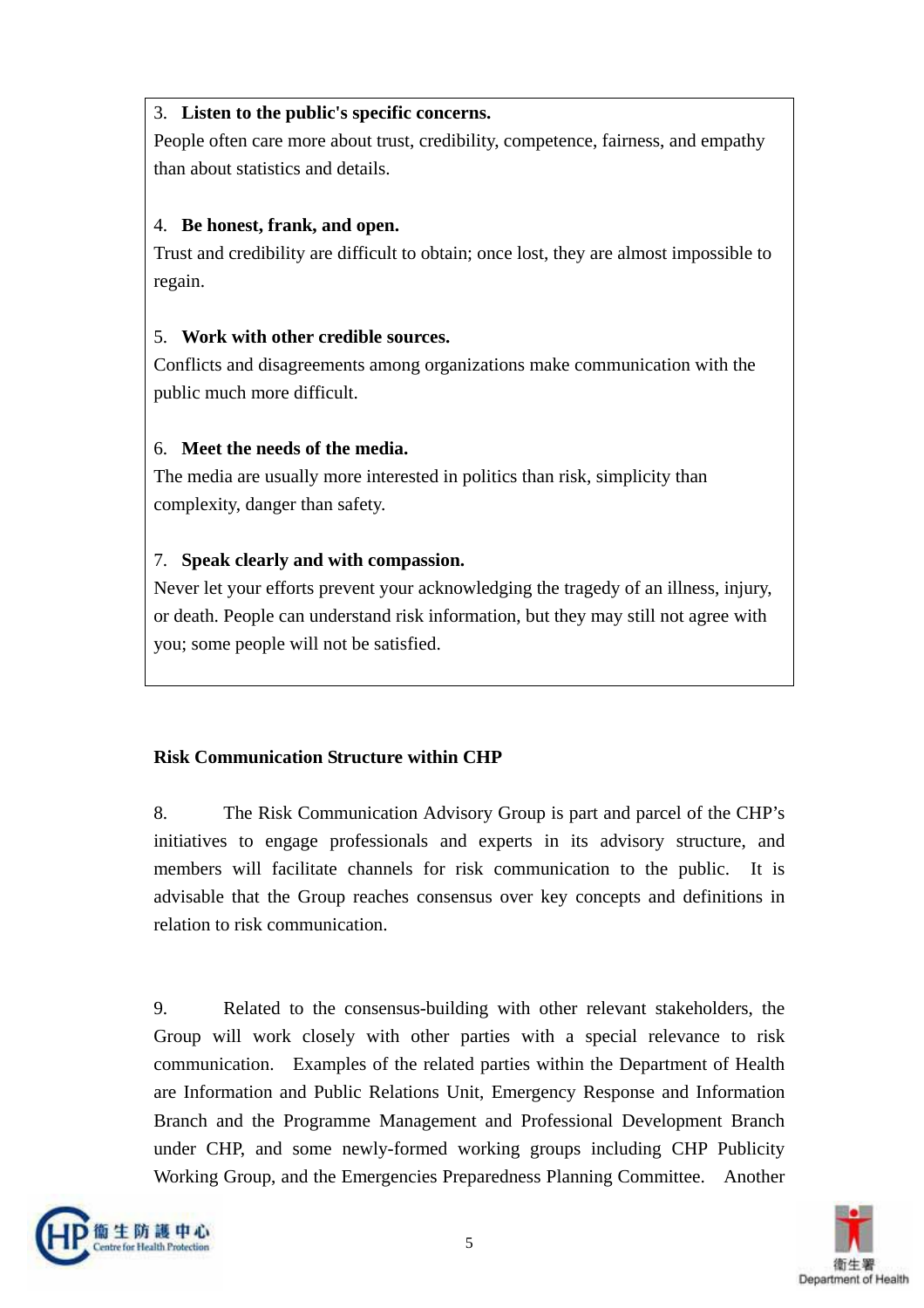3. **Listen to the public's specific concerns.**
People often care more about trust, credibility, competence, fairness, and empathy than about statistics and details.

4. **Be honest, frank, and open.**
Trust and credibility are difficult to obtain; once lost, they are almost impossible to regain.

5. **Work with other credible sources.**
Conflicts and disagreements among organizations make communication with the public much more difficult.

6. **Meet the needs of the media.**
The media are usually more interested in politics than risk, simplicity than complexity, danger than safety.

7. **Speak clearly and with compassion.**
Never let your efforts prevent your acknowledging the tragedy of an illness, injury, or death. People can understand risk information, but they may still not agree with you; some people will not be satisfied.

**Risk Communication Structure within CHP**

8. The Risk Communication Advisory Group is part and parcel of the CHP's initiatives to engage professionals and experts in its advisory structure, and members will facilitate channels for risk communication to the public. It is advisable that the Group reaches consensus over key concepts and definitions in relation to risk communication.

9. Related to the consensus-building with other relevant stakeholders, the Group will work closely with other parties with a special relevance to risk communication. Examples of the related parties within the Department of Health are Information and Public Relations Unit, Emergency Response and Information Branch and the Programme Management and Professional Development Branch under CHP, and some newly-formed working groups including CHP Publicity Working Group, and the Emergencies Preparedness Planning Committee. Another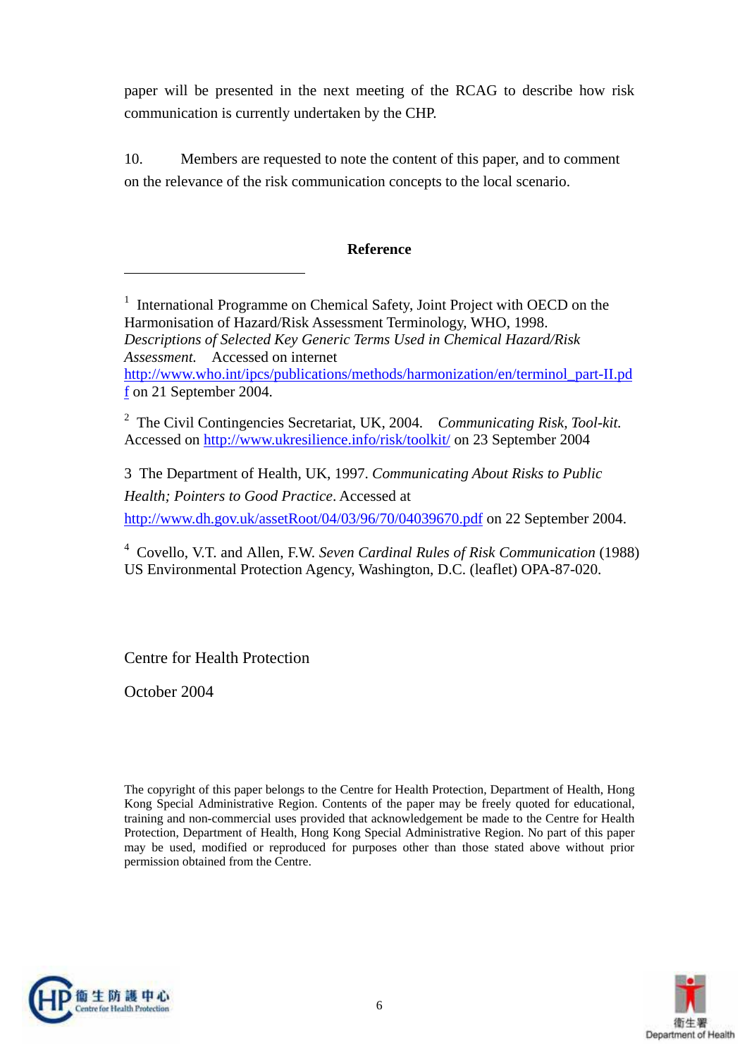paper will be presented in the next meeting of the RCAG to describe how risk communication is currently undertaken by the CHP.

10. Members are requested to note the content of this paper, and to comment on the relevance of the risk communication concepts to the local scenario.

**Reference**

---

[1] International Programme on Chemical Safety, Joint Project with OECD on the Harmonisation of Hazard/Risk Assessment Terminology, WHO, 1998. *Descriptions of Selected Key Generic Terms Used in Chemical Hazard/Risk Assessment.* Accessed on internet http://www.who.int/ipcs/publications/methods/harmonization/en/terminol_part-II.pdf on 21 September 2004.

[2] The Civil Contingencies Secretariat, UK, 2004. *Communicating Risk, Tool-kit.* Accessed on http://www.ukresilience.info/risk/toolkit/ on 23 September 2004

3 The Department of Health, UK, 1997. *Communicating About Risks to Public Health; Pointers to Good Practice*. Accessed at http://www.dh.gov.uk/assetRoot/04/03/96/70/04039670.pdf on 22 September 2004.

[4] Covello, V.T. and Allen, F.W. *Seven Cardinal Rules of Risk Communication* (1988) US Environmental Protection Agency, Washington, D.C. (leaflet) OPA-87-020.

Centre for Health Protection

October 2004

The copyright of this paper belongs to the Centre for Health Protection, Department of Health, Hong Kong Special Administrative Region. Contents of the paper may be freely quoted for educational, training and non-commercial uses provided that acknowledgement be made to the Centre for Health Protection, Department of Health, Hong Kong Special Administrative Region. No part of this paper may be used, modified or reproduced for purposes other than those stated above without prior permission obtained from the Centre.